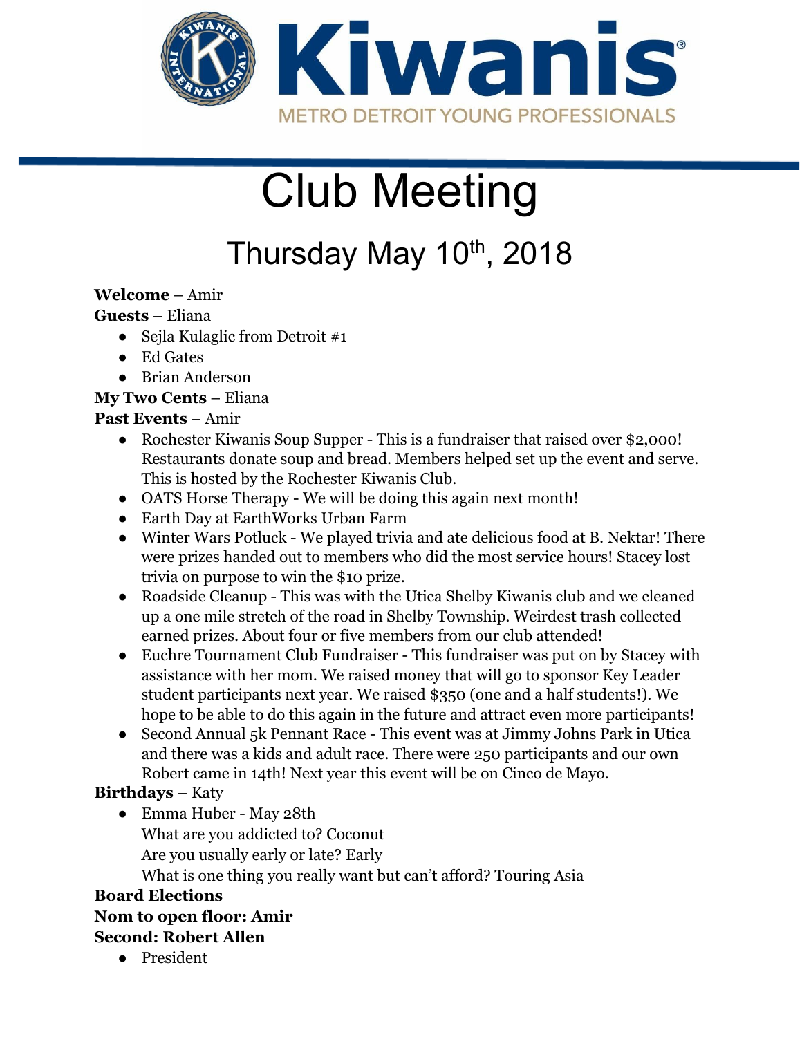Kiwanis
METRO DETROIT YOUNG PROFESSIONALS

# Club Meeting

## Thursday May 10th, 2018

**Welcome** – Amir
**Guests** – Eliana

- Sejla Kulaglic from Detroit #1
- Ed Gates
- Brian Anderson

**My Two Cents** – Eliana
**Past Events** – Amir

- Rochester Kiwanis Soup Supper - This is a fundraiser that raised over $2,000! Restaurants donate soup and bread. Members helped set up the event and serve. This is hosted by the Rochester Kiwanis Club.
- OATS Horse Therapy - We will be doing this again next month!
- Earth Day at EarthWorks Urban Farm
- Winter Wars Potluck - We played trivia and ate delicious food at B. Nektar! There were prizes handed out to members who did the most service hours! Stacey lost trivia on purpose to win the $10 prize.
- Roadside Cleanup - This was with the Utica Shelby Kiwanis club and we cleaned up a one mile stretch of the road in Shelby Township. Weirdest trash collected earned prizes. About four or five members from our club attended!
- Euchre Tournament Club Fundraiser - This fundraiser was put on by Stacey with assistance with her mom. We raised money that will go to sponsor Key Leader student participants next year. We raised $350 (one and a half students!). We hope to be able to do this again in the future and attract even more participants!
- Second Annual 5k Pennant Race - This event was at Jimmy Johns Park in Utica and there was a kids and adult race. There were 250 participants and our own Robert came in 14th! Next year this event will be on Cinco de Mayo.

**Birthdays** – Katy

- Emma Huber - May 28th
  What are you addicted to? Coconut
  Are you usually early or late? Early
  What is one thing you really want but can't afford? Touring Asia

**Board Elections**
**Nom to open floor: Amir**
**Second: Robert Allen**

- President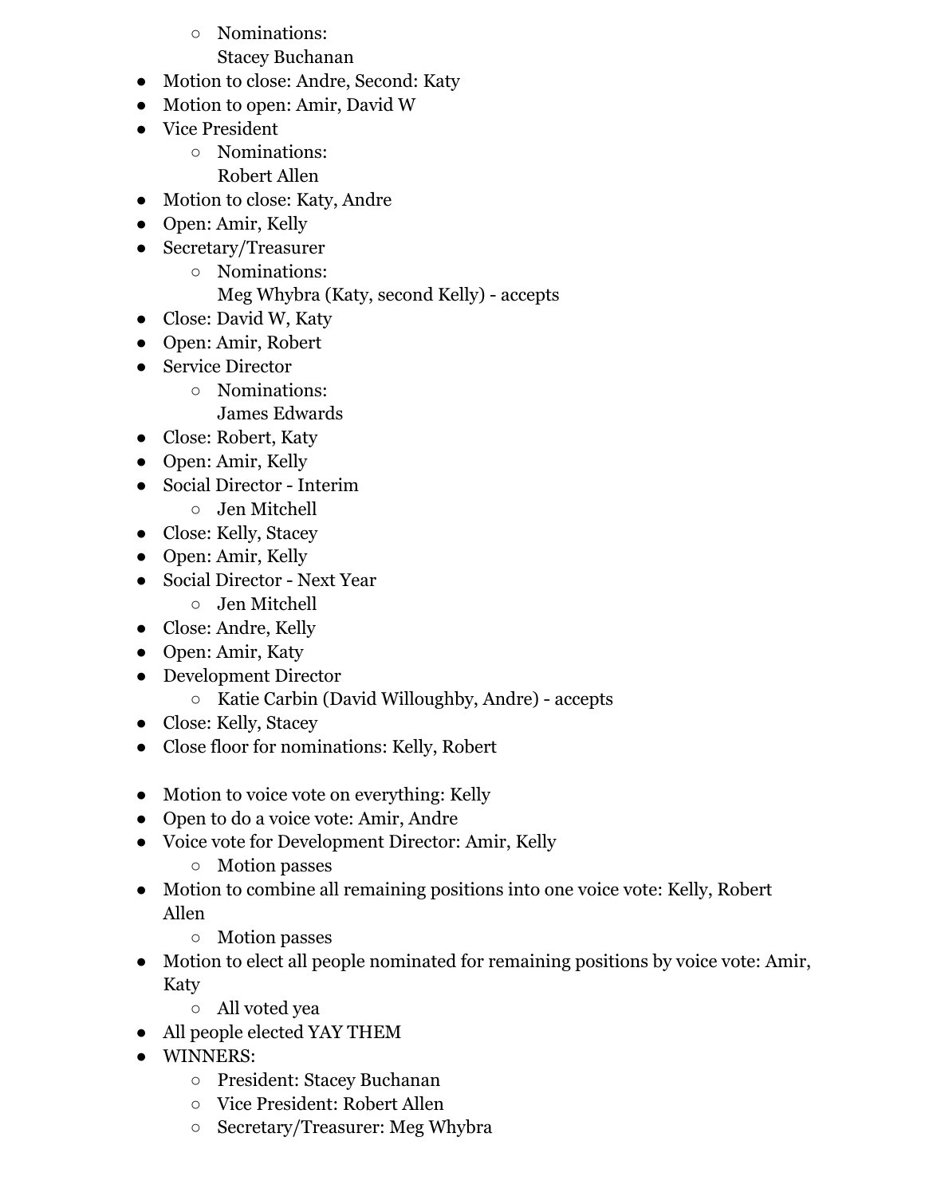- Nominations:
    Stacey Buchanan
- Motion to close: Andre, Second: Katy
- Motion to open: Amir, David W
- Vice President
  - Nominations:
    Robert Allen
- Motion to close: Katy, Andre
- Open: Amir, Kelly
- Secretary/Treasurer
  - Nominations:
    Meg Whybra (Katy, second Kelly) - accepts
- Close: David W, Katy
- Open: Amir, Robert
- Service Director
  - Nominations:
    James Edwards
- Close: Robert, Katy
- Open: Amir, Kelly
- Social Director - Interim
  - Jen Mitchell
- Close: Kelly, Stacey
- Open: Amir, Kelly
- Social Director - Next Year
  - Jen Mitchell
- Close: Andre, Kelly
- Open: Amir, Katy
- Development Director
  - Katie Carbin (David Willoughby, Andre) - accepts
- Close: Kelly, Stacey
- Close floor for nominations: Kelly, Robert

- Motion to voice vote on everything: Kelly
- Open to do a voice vote: Amir, Andre
- Voice vote for Development Director: Amir, Kelly
  - Motion passes
- Motion to combine all remaining positions into one voice vote: Kelly, Robert Allen
  - Motion passes
- Motion to elect all people nominated for remaining positions by voice vote: Amir, Katy
  - All voted yea
- All people elected YAY THEM
- WINNERS:
  - President: Stacey Buchanan
  - Vice President: Robert Allen
  - Secretary/Treasurer: Meg Whybra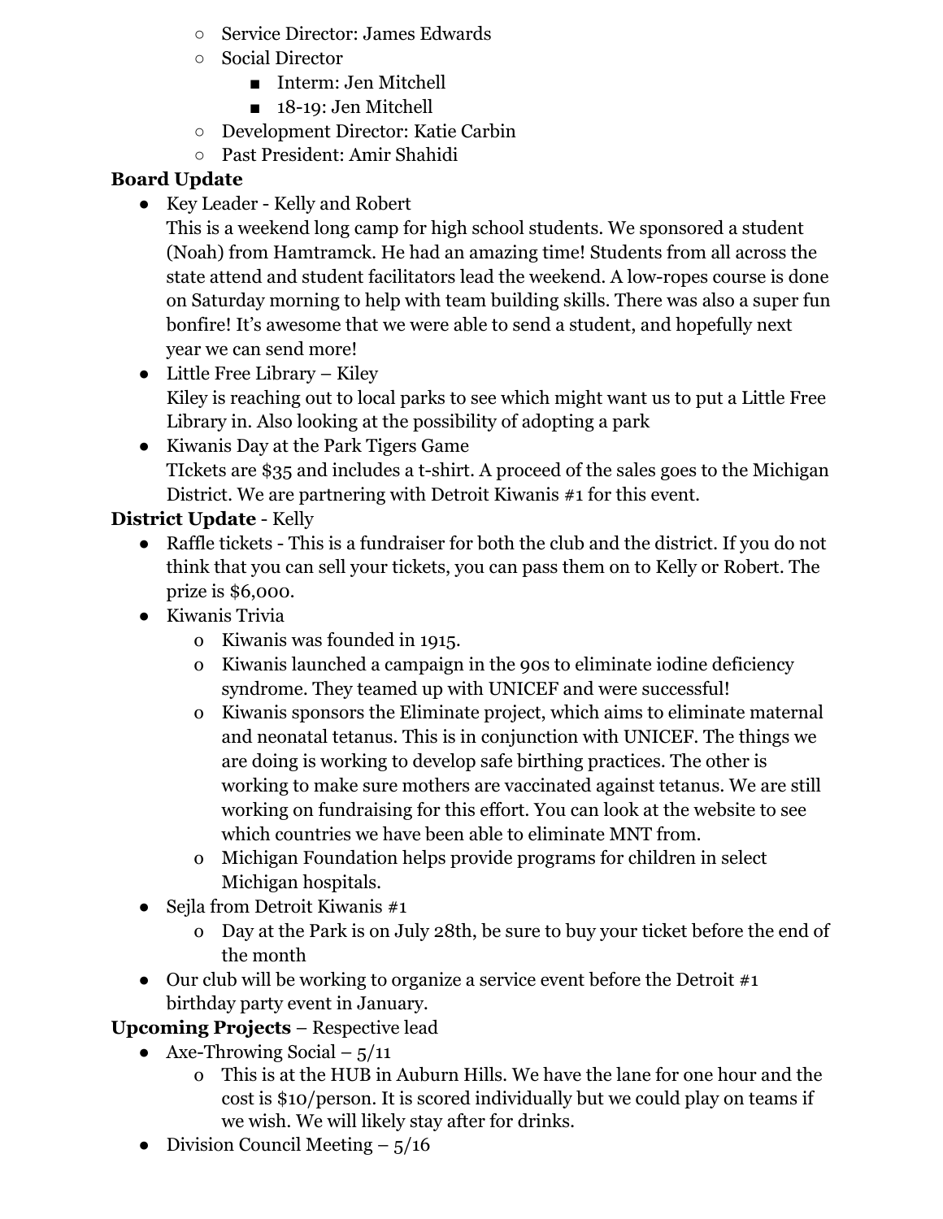- Service Director: James Edwards
  - Social Director
    - Interm: Jen Mitchell
    - 18-19: Jen Mitchell
  - Development Director: Katie Carbin
  - Past President: Amir Shahidi

**Board Update**

- Key Leader - Kelly and Robert
  This is a weekend long camp for high school students. We sponsored a student (Noah) from Hamtramck. He had an amazing time! Students from all across the state attend and student facilitators lead the weekend. A low-ropes course is done on Saturday morning to help with team building skills. There was also a super fun bonfire! It's awesome that we were able to send a student, and hopefully next year we can send more!
- Little Free Library – Kiley
  Kiley is reaching out to local parks to see which might want us to put a Little Free Library in. Also looking at the possibility of adopting a park
- Kiwanis Day at the Park Tigers Game
  TIckets are $35 and includes a t-shirt. A proceed of the sales goes to the Michigan District. We are partnering with Detroit Kiwanis #1 for this event.

**District Update** - Kelly

- Raffle tickets - This is a fundraiser for both the club and the district. If you do not think that you can sell your tickets, you can pass them on to Kelly or Robert. The prize is $6,000.
- Kiwanis Trivia
  - Kiwanis was founded in 1915.
  - Kiwanis launched a campaign in the 90s to eliminate iodine deficiency syndrome. They teamed up with UNICEF and were successful!
  - Kiwanis sponsors the Eliminate project, which aims to eliminate maternal and neonatal tetanus. This is in conjunction with UNICEF. The things we are doing is working to develop safe birthing practices. The other is working to make sure mothers are vaccinated against tetanus. We are still working on fundraising for this effort. You can look at the website to see which countries we have been able to eliminate MNT from.
  - Michigan Foundation helps provide programs for children in select Michigan hospitals.
- Sejla from Detroit Kiwanis #1
  - Day at the Park is on July 28th, be sure to buy your ticket before the end of the month
- Our club will be working to organize a service event before the Detroit #1 birthday party event in January.

**Upcoming Projects** – Respective lead

- Axe-Throwing Social – 5/11
  - This is at the HUB in Auburn Hills. We have the lane for one hour and the cost is $10/person. It is scored individually but we could play on teams if we wish. We will likely stay after for drinks.
- Division Council Meeting – 5/16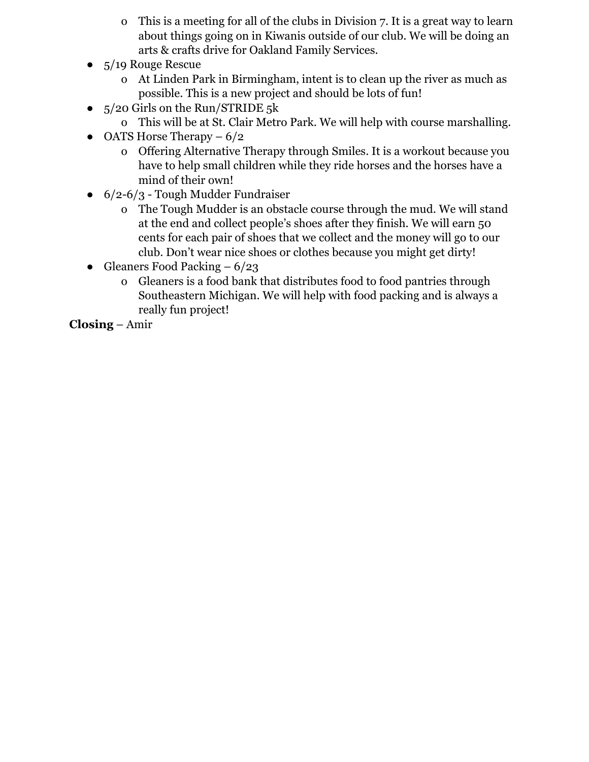- This is a meeting for all of the clubs in Division 7. It is a great way to learn about things going on in Kiwanis outside of our club. We will be doing an arts & crafts drive for Oakland Family Services.
- 5/19 Rouge Rescue
    - At Linden Park in Birmingham, intent is to clean up the river as much as possible. This is a new project and should be lots of fun!
- 5/20 Girls on the Run/STRIDE 5k
    - This will be at St. Clair Metro Park. We will help with course marshalling.
- OATS Horse Therapy – 6/2
    - Offering Alternative Therapy through Smiles. It is a workout because you have to help small children while they ride horses and the horses have a mind of their own!
- 6/2-6/3 - Tough Mudder Fundraiser
    - The Tough Mudder is an obstacle course through the mud. We will stand at the end and collect people's shoes after they finish. We will earn 50 cents for each pair of shoes that we collect and the money will go to our club. Don't wear nice shoes or clothes because you might get dirty!
- Gleaners Food Packing – 6/23
    - Gleaners is a food bank that distributes food to food pantries through Southeastern Michigan. We will help with food packing and is always a really fun project!

**Closing** – Amir